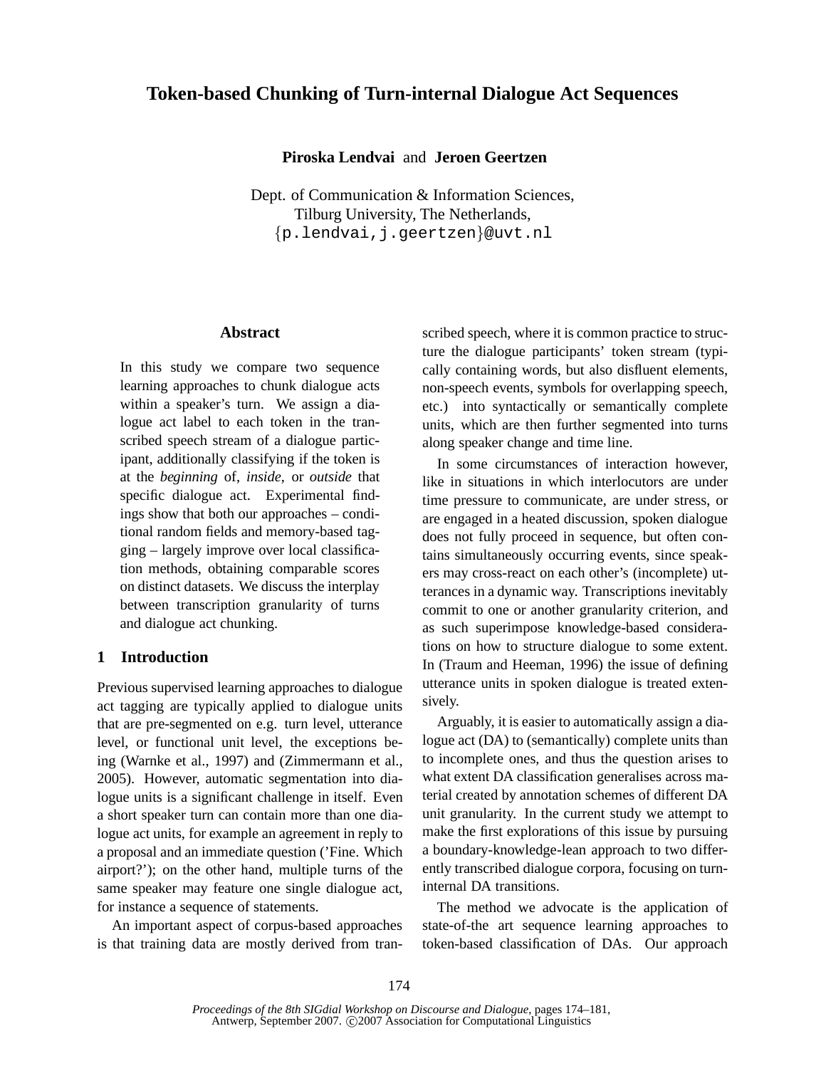# Token-based Chunking of Turn-internal Dialogue Act Sequences

**Piroska Lendvai** and **Jeroen Geertzen**

Dept. of Communication & Information Sciences,
Tilburg University, The Netherlands,
{p.lendvai,j.geertzen}@uvt.nl

## Abstract

In this study we compare two sequence learning approaches to chunk dialogue acts within a speaker's turn. We assign a dialogue act label to each token in the transcribed speech stream of a dialogue participant, additionally classifying if the token is at the *beginning* of, *inside*, or *outside* that specific dialogue act. Experimental findings show that both our approaches – conditional random fields and memory-based tagging – largely improve over local classification methods, obtaining comparable scores on distinct datasets. We discuss the interplay between transcription granularity of turns and dialogue act chunking.

## 1 Introduction

Previous supervised learning approaches to dialogue act tagging are typically applied to dialogue units that are pre-segmented on e.g. turn level, utterance level, or functional unit level, the exceptions being (Warnke et al., 1997) and (Zimmermann et al., 2005). However, automatic segmentation into dialogue units is a significant challenge in itself. Even a short speaker turn can contain more than one dialogue act units, for example an agreement in reply to a proposal and an immediate question ('Fine. Which airport?'); on the other hand, multiple turns of the same speaker may feature one single dialogue act, for instance a sequence of statements.

An important aspect of corpus-based approaches is that training data are mostly derived from transcribed speech, where it is common practice to structure the dialogue participants' token stream (typically containing words, but also disfluent elements, non-speech events, symbols for overlapping speech, etc.) into syntactically or semantically complete units, which are then further segmented into turns along speaker change and time line.

In some circumstances of interaction however, like in situations in which interlocutors are under time pressure to communicate, are under stress, or are engaged in a heated discussion, spoken dialogue does not fully proceed in sequence, but often contains simultaneously occurring events, since speakers may cross-react on each other's (incomplete) utterances in a dynamic way. Transcriptions inevitably commit to one or another granularity criterion, and as such superimpose knowledge-based considerations on how to structure dialogue to some extent. In (Traum and Heeman, 1996) the issue of defining utterance units in spoken dialogue is treated extensively.

Arguably, it is easier to automatically assign a dialogue act (DA) to (semantically) complete units than to incomplete ones, and thus the question arises to what extent DA classification generalises across material created by annotation schemes of different DA unit granularity. In the current study we attempt to make the first explorations of this issue by pursuing a boundary-knowledge-lean approach to two differently transcribed dialogue corpora, focusing on turn-internal DA transitions.

The method we advocate is the application of state-of-the art sequence learning approaches to token-based classification of DAs. Our approach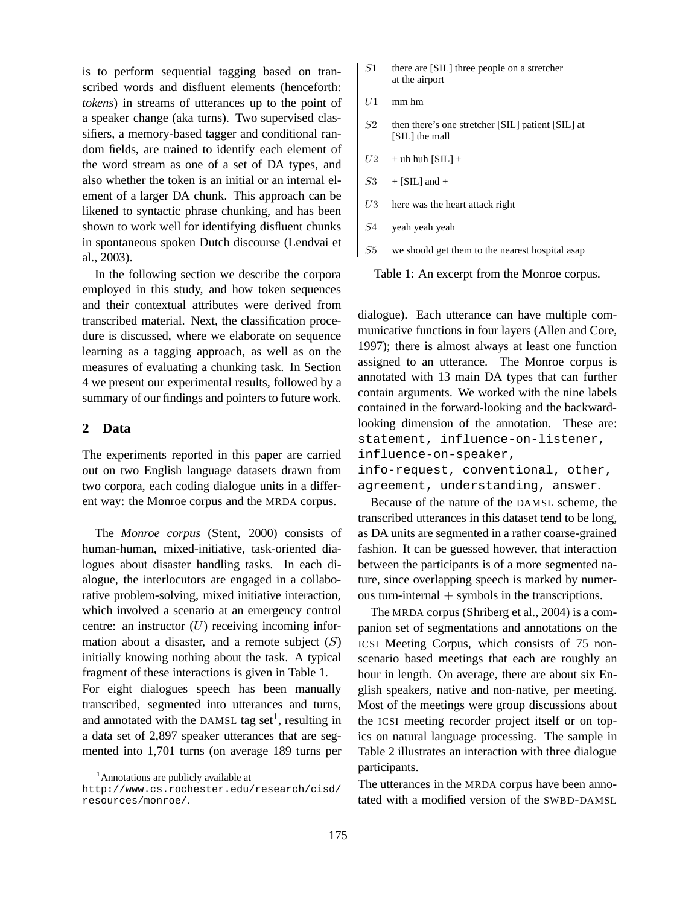is to perform sequential tagging based on transcribed words and disfluent elements (henceforth: *tokens*) in streams of utterances up to the point of a speaker change (aka turns). Two supervised classifiers, a memory-based tagger and conditional random fields, are trained to identify each element of the word stream as one of a set of DA types, and also whether the token is an initial or an internal element of a larger DA chunk. This approach can be likened to syntactic phrase chunking, and has been shown to work well for identifying disfluent chunks in spontaneous spoken Dutch discourse (Lendvai et al., 2003).

In the following section we describe the corpora employed in this study, and how token sequences and their contextual attributes were derived from transcribed material. Next, the classification procedure is discussed, where we elaborate on sequence learning as a tagging approach, as well as on the measures of evaluating a chunking task. In Section 4 we present our experimental results, followed by a summary of our findings and pointers to future work.

## 2 Data

The experiments reported in this paper are carried out on two English language datasets drawn from two corpora, each coding dialogue units in a different way: the Monroe corpus and the MRDA corpus.

The *Monroe corpus* (Stent, 2000) consists of human-human, mixed-initiative, task-oriented dialogues about disaster handling tasks. In each dialogue, the interlocutors are engaged in a collaborative problem-solving, mixed initiative interaction, which involved a scenario at an emergency control centre: an instructor ($U$) receiving incoming information about a disaster, and a remote subject ($S$) initially knowing nothing about the task. A typical fragment of these interactions is given in Table 1.

For eight dialogues speech has been manually transcribed, segmented into utterances and turns, and annotated with the DAMSL tag set[1], resulting in a data set of 2,897 speaker utterances that are segmented into 1,701 turns (on average 189 turns per dialogue). Each utterance can have multiple communicative functions in four layers (Allen and Core, 1997); there is almost always at least one function assigned to an utterance. The Monroe corpus is annotated with 13 main DA types that can further contain arguments. We worked with the nine labels contained in the forward-looking and the backward-looking dimension of the annotation. These are: `statement`, `influence-on-listener`, `influence-on-speaker`, `info-request`, `conventional`, `other`, `agreement`, `understanding`, `answer`.

| | |
|---|---|
| $S1$ | there are [SIL] three people on a stretcher at the airport |
| $U1$ | mm hm |
| $S2$ | then there's one stretcher [SIL] patient [SIL] at [SIL] the mall |
| $U2$ | + uh huh [SIL] + |
| $S3$ | + [SIL] and + |
| $U3$ | here was the heart attack right |
| $S4$ | yeah yeah yeah |
| $S5$ | we should get them to the nearest hospital asap |

Table 1: An excerpt from the Monroe corpus.

Because of the nature of the DAMSL scheme, the transcribed utterances in this dataset tend to be long, as DA units are segmented in a rather coarse-grained fashion. It can be guessed however, that interaction between the participants is of a more segmented nature, since overlapping speech is marked by numerous turn-internal + symbols in the transcriptions.

The MRDA corpus (Shriberg et al., 2004) is a companion set of segmentations and annotations on the ICSI Meeting Corpus, which consists of 75 non-scenario based meetings that each are roughly an hour in length. On average, there are about six English speakers, native and non-native, per meeting. Most of the meetings were group discussions about the ICSI meeting recorder project itself or on topics on natural language processing. The sample in Table 2 illustrates an interaction with three dialogue participants.

The utterances in the MRDA corpus have been annotated with a modified version of the SWBD-DAMSL

[1] Annotations are publicly available at http://www.cs.rochester.edu/research/cisd/resources/monroe/.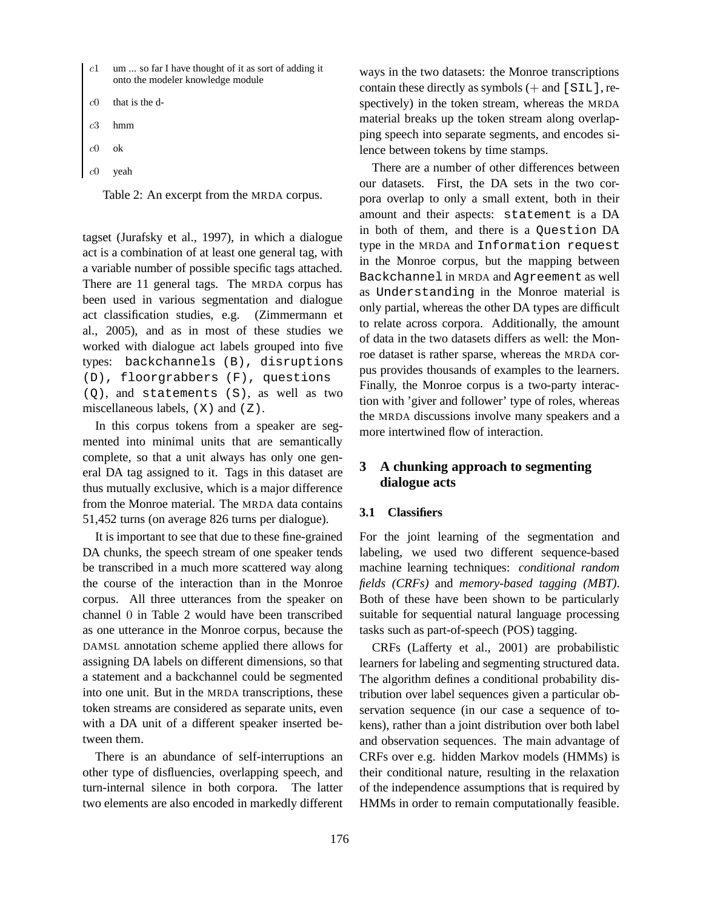| | |
|---|---|
| $c1$ | um ... so far I have thought of it as sort of adding it onto the modeler knowledge module |
| $c0$ | that is the d- |
| $c3$ | hmm |
| $c0$ | ok |
| $c0$ | yeah |

Table 2: An excerpt from the MRDA corpus.

tagset (Jurafsky et al., 1997), in which a dialogue act is a combination of at least one general tag, with a variable number of possible specific tags attached. There are 11 general tags. The MRDA corpus has been used in various segmentation and dialogue act classification studies, e.g. (Zimmermann et al., 2005), and as in most of these studies we worked with dialogue act labels grouped into five types: `backchannels (B)`, `disruptions (D)`, `floorgrabbers (F)`, `questions (Q)`, and `statements (S)`, as well as two miscellaneous labels, `(X)` and `(Z)`.

In this corpus tokens from a speaker are segmented into minimal units that are semantically complete, so that a unit always has only one general DA tag assigned to it. Tags in this dataset are thus mutually exclusive, which is a major difference from the Monroe material. The MRDA data contains 51,452 turns (on average 826 turns per dialogue).

It is important to see that due to these fine-grained DA chunks, the speech stream of one speaker tends be transcribed in a much more scattered way along the course of the interaction than in the Monroe corpus. All three utterances from the speaker on channel $0$ in Table 2 would have been transcribed as one utterance in the Monroe corpus, because the DAMSL annotation scheme applied there allows for assigning DA labels on different dimensions, so that a statement and a backchannel could be segmented into one unit. But in the MRDA transcriptions, these token streams are considered as separate units, even with a DA unit of a different speaker inserted between them.

There is an abundance of self-interruptions an other type of disfluencies, overlapping speech, and turn-internal silence in both corpora. The latter two elements are also encoded in markedly different ways in the two datasets: the Monroe transcriptions contain these directly as symbols ($+$ and `[SIL]`, respectively) in the token stream, whereas the MRDA material breaks up the token stream along overlapping speech into separate segments, and encodes silence between tokens by time stamps.

There are a number of other differences between our datasets. First, the DA sets in the two corpora overlap to only a small extent, both in their amount and their aspects: `statement` is a DA in both of them, and there is a `Question` DA type in the MRDA and `Information request` in the Monroe corpus, but the mapping between `Backchannel` in MRDA and `Agreement` as well as `Understanding` in the Monroe material is only partial, whereas the other DA types are difficult to relate across corpora. Additionally, the amount of data in the two datasets differs as well: the Monroe dataset is rather sparse, whereas the MRDA corpus provides thousands of examples to the learners. Finally, the Monroe corpus is a two-party interaction with 'giver and follower' type of roles, whereas the MRDA discussions involve many speakers and a more intertwined flow of interaction.

## 3 A chunking approach to segmenting dialogue acts

### 3.1 Classifiers

For the joint learning of the segmentation and labeling, we used two different sequence-based machine learning techniques: *conditional random fields (CRFs)* and *memory-based tagging (MBT)*. Both of these have been shown to be particularly suitable for sequential natural language processing tasks such as part-of-speech (POS) tagging.

CRFs (Lafferty et al., 2001) are probabilistic learners for labeling and segmenting structured data. The algorithm defines a conditional probability distribution over label sequences given a particular observation sequence (in our case a sequence of tokens), rather than a joint distribution over both label and observation sequences. The main advantage of CRFs over e.g. hidden Markov models (HMMs) is their conditional nature, resulting in the relaxation of the independence assumptions that is required by HMMs in order to remain computationally feasible.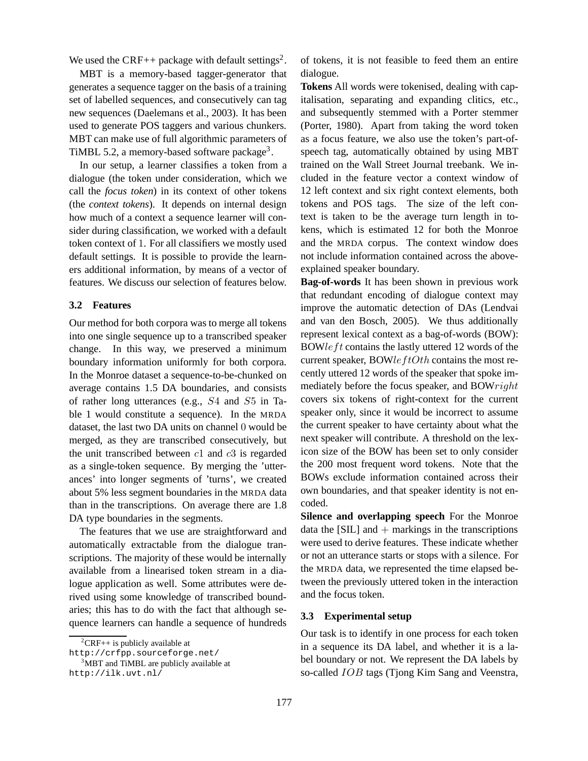We used the CRF++ package with default settings[2].

MBT is a memory-based tagger-generator that generates a sequence tagger on the basis of a training set of labelled sequences, and consecutively can tag new sequences (Daelemans et al., 2003). It has been used to generate POS taggers and various chunkers. MBT can make use of full algorithmic parameters of TiMBL 5.2, a memory-based software package[3].

In our setup, a learner classifies a token from a dialogue (the token under consideration, which we call the *focus token*) in its context of other tokens (the *context tokens*). It depends on internal design how much of a context a sequence learner will consider during classification, we worked with a default token context of 1. For all classifiers we mostly used default settings. It is possible to provide the learners additional information, by means of a vector of features. We discuss our selection of features below.

### 3.2 Features

Our method for both corpora was to merge all tokens into one single sequence up to a transcribed speaker change. In this way, we preserved a minimum boundary information uniformly for both corpora. In the Monroe dataset a sequence-to-be-chunked on average contains 1.5 DA boundaries, and consists of rather long utterances (e.g., $S4$ and $S5$ in Table 1 would constitute a sequence). In the MRDA dataset, the last two DA units on channel $0$ would be merged, as they are transcribed consecutively, but the unit transcribed between $c1$ and $c3$ is regarded as a single-token sequence. By merging the 'utterances' into longer segments of 'turns', we created about 5% less segment boundaries in the MRDA data than in the transcriptions. On average there are 1.8 DA type boundaries in the segments.

The features that we use are straightforward and automatically extractable from the dialogue transcriptions. The majority of these would be internally available from a linearised token stream in a dialogue application as well. Some attributes were derived using some knowledge of transcribed boundaries; this has to do with the fact that although sequence learners can handle a sequence of hundreds of tokens, it is not feasible to feed them an entire dialogue.

**Tokens** All words were tokenised, dealing with capitalisation, separating and expanding clitics, etc., and subsequently stemmed with a Porter stemmer (Porter, 1980). Apart from taking the word token as a focus feature, we also use the token's part-of-speech tag, automatically obtained by using MBT trained on the Wall Street Journal treebank. We included in the feature vector a context window of 12 left context and six right context elements, both tokens and POS tags. The size of the left context is taken to be the average turn length in tokens, which is estimated 12 for both the Monroe and the MRDA corpus. The context window does not include information contained across the above-explained speaker boundary.

**Bag-of-words** It has been shown in previous work that redundant encoding of dialogue context may improve the automatic detection of DAs (Lendvai and van den Bosch, 2005). We thus additionally represent lexical context as a bag-of-words (BOW): BOW$left$ contains the lastly uttered 12 words of the current speaker, BOW$leftOth$ contains the most recently uttered 12 words of the speaker that spoke immediately before the focus speaker, and BOW$right$ covers six tokens of right-context for the current speaker only, since it would be incorrect to assume the current speaker to have certainty about what the next speaker will contribute. A threshold on the lexicon size of the BOW has been set to only consider the 200 most frequent word tokens. Note that the BOWs exclude information contained across their own boundaries, and that speaker identity is not encoded.

**Silence and overlapping speech** For the Monroe data the [SIL] and $+$ markings in the transcriptions were used to derive features. These indicate whether or not an utterance starts or stops with a silence. For the MRDA data, we represented the time elapsed between the previously uttered token in the interaction and the focus token.

### 3.3 Experimental setup

Our task is to identify in one process for each token in a sequence its DA label, and whether it is a label boundary or not. We represent the DA labels by so-called $IOB$ tags (Tjong Kim Sang and Veenstra,

[2] CRF++ is publicly available at http://crfpp.sourceforge.net/

[3] MBT and TiMBL are publicly available at http://ilk.uvt.nl/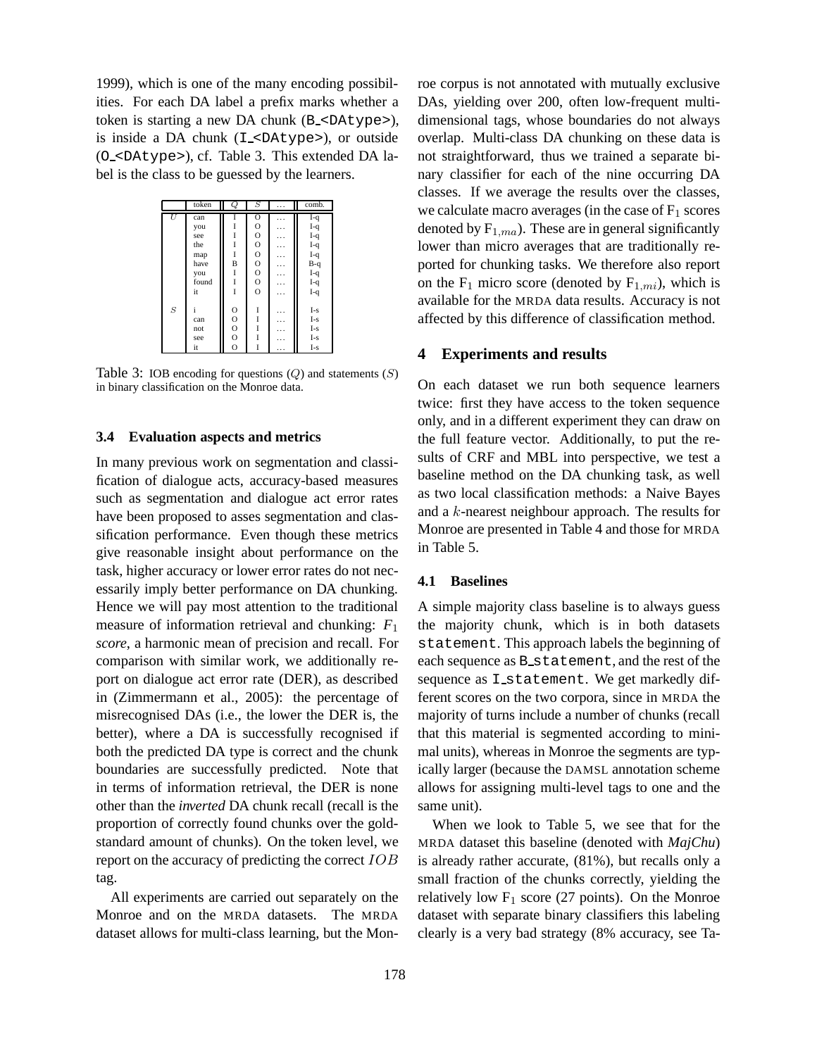1999), which is one of the many encoding possibilities. For each DA label a prefix marks whether a token is starting a new DA chunk (B_<DAtype>), is inside a DA chunk (I_<DAtype>), or outside (O_<DAtype>), cf. Table 3. This extended DA label is the class to be guessed by the learners.

| | token | $Q$ | $S$ | … | comb. |
|---|---|---|---|---|---|
| $U$ | can | I | O | … | I-q |
| | you | I | O | … | I-q |
| | see | I | O | … | I-q |
| | the | I | O | … | I-q |
| | map | I | O | … | I-q |
| | have | B | O | … | B-q |
| | you | I | O | … | I-q |
| | found | I | O | … | I-q |
| | it | I | O | … | I-q |
| $S$ | i | O | I | … | I-s |
| | can | O | I | … | I-s |
| | not | O | I | … | I-s |
| | see | O | I | … | I-s |
| | it | O | I | … | I-s |

Table 3: IOB encoding for questions ($Q$) and statements ($S$) in binary classification on the Monroe data.

### 3.4 Evaluation aspects and metrics

In many previous work on segmentation and classification of dialogue acts, accuracy-based measures such as segmentation and dialogue act error rates have been proposed to asses segmentation and classification performance. Even though these metrics give reasonable insight about performance on the task, higher accuracy or lower error rates do not necessarily imply better performance on DA chunking. Hence we will pay most attention to the traditional measure of information retrieval and chunking: *$F_1$ score*, a harmonic mean of precision and recall. For comparison with similar work, we additionally report on dialogue act error rate (DER), as described in (Zimmermann et al., 2005): the percentage of misrecognised DAs (i.e., the lower the DER is, the better), where a DA is successfully recognised if both the predicted DA type is correct and the chunk boundaries are successfully predicted. Note that in terms of information retrieval, the DER is none other than the *inverted* DA chunk recall (recall is the proportion of correctly found chunks over the gold-standard amount of chunks). On the token level, we report on the accuracy of predicting the correct $IOB$ tag.

All experiments are carried out separately on the Monroe and on the MRDA datasets. The MRDA dataset allows for multi-class learning, but the Monroe corpus is not annotated with mutually exclusive DAs, yielding over 200, often low-frequent multi-dimensional tags, whose boundaries do not always overlap. Multi-class DA chunking on these data is not straightforward, thus we trained a separate binary classifier for each of the nine occurring DA classes. If we average the results over the classes, we calculate macro averages (in the case of $F_1$ scores denoted by $F_{1,ma}$). These are in general significantly lower than micro averages that are traditionally reported for chunking tasks. We therefore also report on the $F_1$ micro score (denoted by $F_{1,mi}$), which is available for the MRDA data results. Accuracy is not affected by this difference of classification method.

## 4 Experiments and results

On each dataset we run both sequence learners twice: first they have access to the token sequence only, and in a different experiment they can draw on the full feature vector. Additionally, to put the results of CRF and MBL into perspective, we test a baseline method on the DA chunking task, as well as two local classification methods: a Naive Bayes and a $k$-nearest neighbour approach. The results for Monroe are presented in Table 4 and those for MRDA in Table 5.

### 4.1 Baselines

A simple majority class baseline is to always guess the majority chunk, which is in both datasets statement. This approach labels the beginning of each sequence as B_statement, and the rest of the sequence as I_statement. We get markedly different scores on the two corpora, since in MRDA the majority of turns include a number of chunks (recall that this material is segmented according to minimal units), whereas in Monroe the segments are typically larger (because the DAMSL annotation scheme allows for assigning multi-level tags to one and the same unit).

When we look to Table 5, we see that for the MRDA dataset this baseline (denoted with *MajChu*) is already rather accurate, (81%), but recalls only a small fraction of the chunks correctly, yielding the relatively low $F_1$ score (27 points). On the Monroe dataset with separate binary classifiers this labeling clearly is a very bad strategy (8% accuracy, see Ta-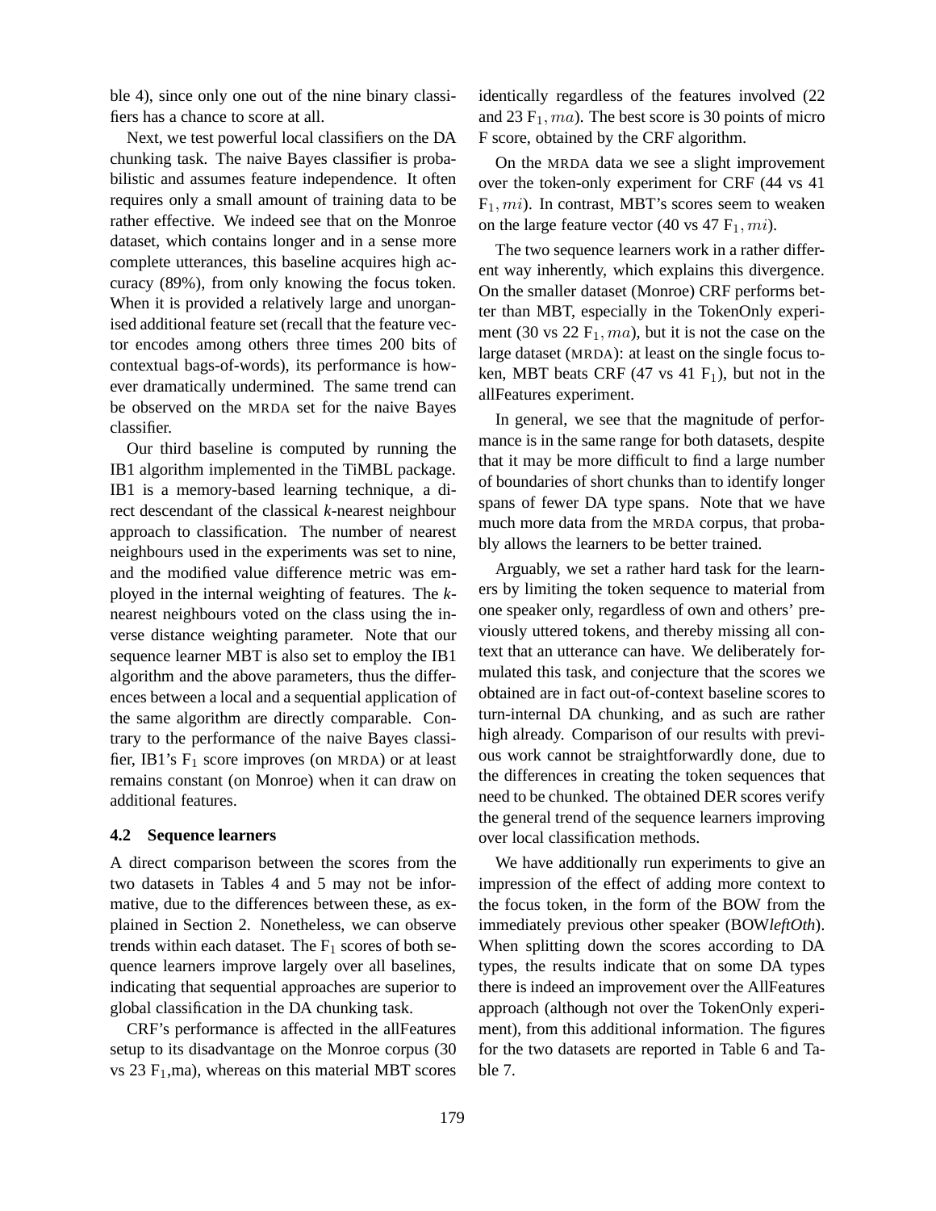ble 4), since only one out of the nine binary classifiers has a chance to score at all.

Next, we test powerful local classifiers on the DA chunking task. The naive Bayes classifier is probabilistic and assumes feature independence. It often requires only a small amount of training data to be rather effective. We indeed see that on the Monroe dataset, which contains longer and in a sense more complete utterances, this baseline acquires high accuracy (89%), from only knowing the focus token. When it is provided a relatively large and unorganised additional feature set (recall that the feature vector encodes among others three times 200 bits of contextual bags-of-words), its performance is however dramatically undermined. The same trend can be observed on the MRDA set for the naive Bayes classifier.

Our third baseline is computed by running the IB1 algorithm implemented in the TiMBL package. IB1 is a memory-based learning technique, a direct descendant of the classical *k*-nearest neighbour approach to classification. The number of nearest neighbours used in the experiments was set to nine, and the modified value difference metric was employed in the internal weighting of features. The *k*-nearest neighbours voted on the class using the inverse distance weighting parameter. Note that our sequence learner MBT is also set to employ the IB1 algorithm and the above parameters, thus the differences between a local and a sequential application of the same algorithm are directly comparable. Contrary to the performance of the naive Bayes classifier, IB1's $F_1$ score improves (on MRDA) or at least remains constant (on Monroe) when it can draw on additional features.

### 4.2 Sequence learners

A direct comparison between the scores from the two datasets in Tables 4 and 5 may not be informative, due to the differences between these, as explained in Section 2. Nonetheless, we can observe trends within each dataset. The $F_1$ scores of both sequence learners improve largely over all baselines, indicating that sequential approaches are superior to global classification in the DA chunking task.

CRF's performance is affected in the allFeatures setup to its disadvantage on the Monroe corpus (30 vs 23 $F_1$,ma), whereas on this material MBT scores identically regardless of the features involved (22 and 23 $F_1, ma$). The best score is 30 points of micro F score, obtained by the CRF algorithm.

On the MRDA data we see a slight improvement over the token-only experiment for CRF (44 vs 41 $F_1, mi$). In contrast, MBT's scores seem to weaken on the large feature vector (40 vs 47 $F_1, mi$).

The two sequence learners work in a rather different way inherently, which explains this divergence. On the smaller dataset (Monroe) CRF performs better than MBT, especially in the TokenOnly experiment (30 vs 22 $F_1, ma$), but it is not the case on the large dataset (MRDA): at least on the single focus token, MBT beats CRF (47 vs 41 $F_1$), but not in the allFeatures experiment.

In general, we see that the magnitude of performance is in the same range for both datasets, despite that it may be more difficult to find a large number of boundaries of short chunks than to identify longer spans of fewer DA type spans. Note that we have much more data from the MRDA corpus, that probably allows the learners to be better trained.

Arguably, we set a rather hard task for the learners by limiting the token sequence to material from one speaker only, regardless of own and others' previously uttered tokens, and thereby missing all context that an utterance can have. We deliberately formulated this task, and conjecture that the scores we obtained are in fact out-of-context baseline scores to turn-internal DA chunking, and as such are rather high already. Comparison of our results with previous work cannot be straightforwardly done, due to the differences in creating the token sequences that need to be chunked. The obtained DER scores verify the general trend of the sequence learners improving over local classification methods.

We have additionally run experiments to give an impression of the effect of adding more context to the focus token, in the form of the BOW from the immediately previous other speaker (BOW*leftOth*). When splitting down the scores according to DA types, the results indicate that on some DA types there is indeed an improvement over the AllFeatures approach (although not over the TokenOnly experiment), from this additional information. The figures for the two datasets are reported in Table 6 and Table 7.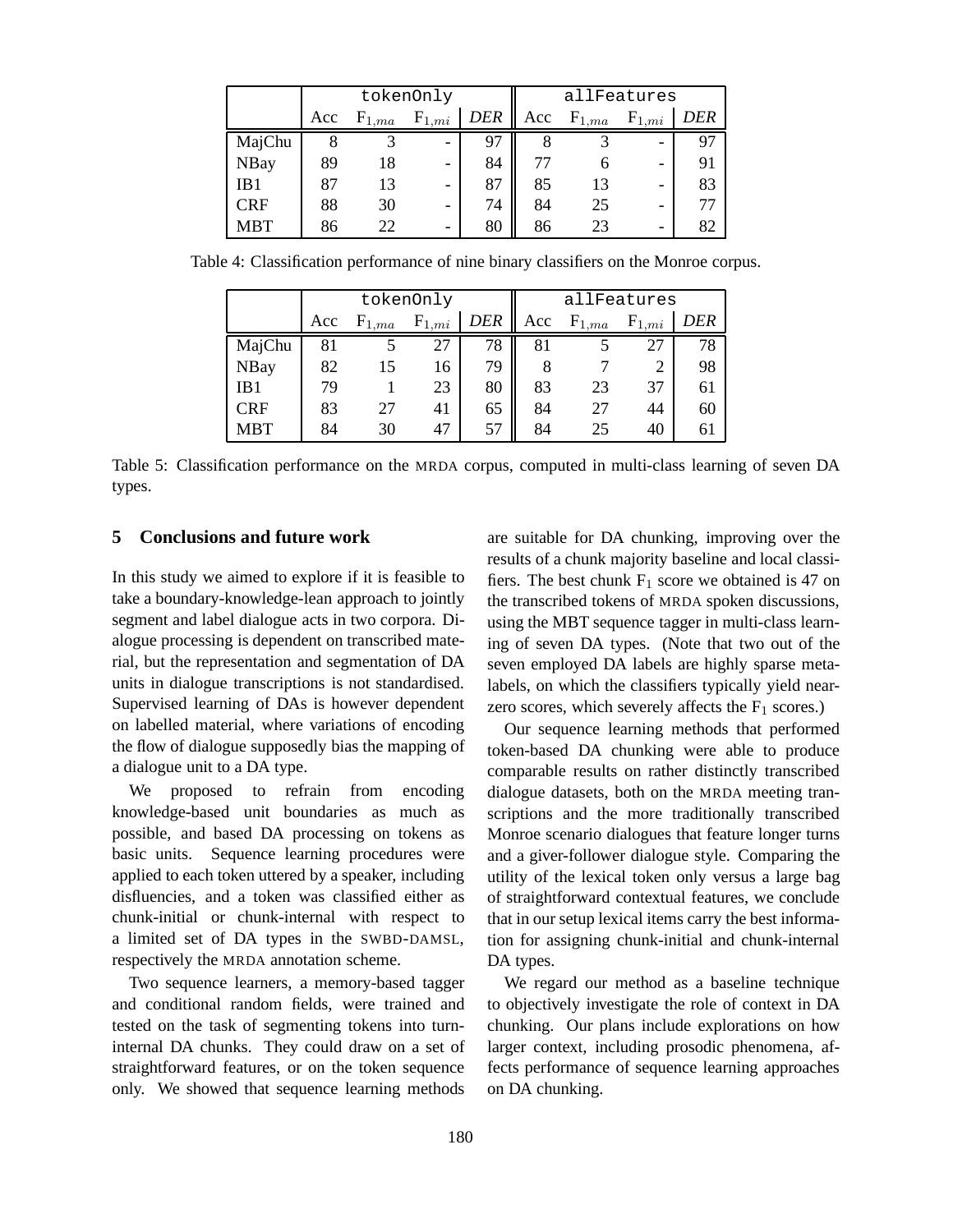| | tokenOnly | | | | allFeatures | | | |
|---|---|---|---|---|---|---|---|---|
| | Acc | $F_{1,ma}$ | $F_{1,mi}$ | *DER* | Acc | $F_{1,ma}$ | $F_{1,mi}$ | *DER* |
| MajChu | 8 | 3 | - | 97 | 8 | 3 | - | 97 |
| NBay | 89 | 18 | - | 84 | 77 | 6 | - | 91 |
| IB1 | 87 | 13 | - | 87 | 85 | 13 | - | 83 |
| CRF | 88 | 30 | - | 74 | 84 | 25 | - | 77 |
| MBT | 86 | 22 | - | 80 | 86 | 23 | - | 82 |

Table 4: Classification performance of nine binary classifiers on the Monroe corpus.

| | tokenOnly | | | | allFeatures | | | |
|---|---|---|---|---|---|---|---|---|
| | Acc | $F_{1,ma}$ | $F_{1,mi}$ | *DER* | Acc | $F_{1,ma}$ | $F_{1,mi}$ | *DER* |
| MajChu | 81 | 5 | 27 | 78 | 81 | 5 | 27 | 78 |
| NBay | 82 | 15 | 16 | 79 | 8 | 7 | 2 | 98 |
| IB1 | 79 | 1 | 23 | 80 | 83 | 23 | 37 | 61 |
| CRF | 83 | 27 | 41 | 65 | 84 | 27 | 44 | 60 |
| MBT | 84 | 30 | 47 | 57 | 84 | 25 | 40 | 61 |

Table 5: Classification performance on the MRDA corpus, computed in multi-class learning of seven DA types.

## 5 Conclusions and future work

In this study we aimed to explore if it is feasible to take a boundary-knowledge-lean approach to jointly segment and label dialogue acts in two corpora. Dialogue processing is dependent on transcribed material, but the representation and segmentation of DA units in dialogue transcriptions is not standardised. Supervised learning of DAs is however dependent on labelled material, where variations of encoding the flow of dialogue supposedly bias the mapping of a dialogue unit to a DA type.

We proposed to refrain from encoding knowledge-based unit boundaries as much as possible, and based DA processing on tokens as basic units. Sequence learning procedures were applied to each token uttered by a speaker, including disfluencies, and a token was classified either as chunk-initial or chunk-internal with respect to a limited set of DA types in the SWBD-DAMSL, respectively the MRDA annotation scheme.

Two sequence learners, a memory-based tagger and conditional random fields, were trained and tested on the task of segmenting tokens into turn-internal DA chunks. They could draw on a set of straightforward features, or on the token sequence only. We showed that sequence learning methods are suitable for DA chunking, improving over the results of a chunk majority baseline and local classifiers. The best chunk $F_1$ score we obtained is 47 on the transcribed tokens of MRDA spoken discussions, using the MBT sequence tagger in multi-class learning of seven DA types. (Note that two out of the seven employed DA labels are highly sparse meta-labels, on which the classifiers typically yield near-zero scores, which severely affects the $F_1$ scores.)

Our sequence learning methods that performed token-based DA chunking were able to produce comparable results on rather distinctly transcribed dialogue datasets, both on the MRDA meeting transcriptions and the more traditionally transcribed Monroe scenario dialogues that feature longer turns and a giver-follower dialogue style. Comparing the utility of the lexical token only versus a large bag of straightforward contextual features, we conclude that in our setup lexical items carry the best information for assigning chunk-initial and chunk-internal DA types.

We regard our method as a baseline technique to objectively investigate the role of context in DA chunking. Our plans include explorations on how larger context, including prosodic phenomena, affects performance of sequence learning approaches on DA chunking.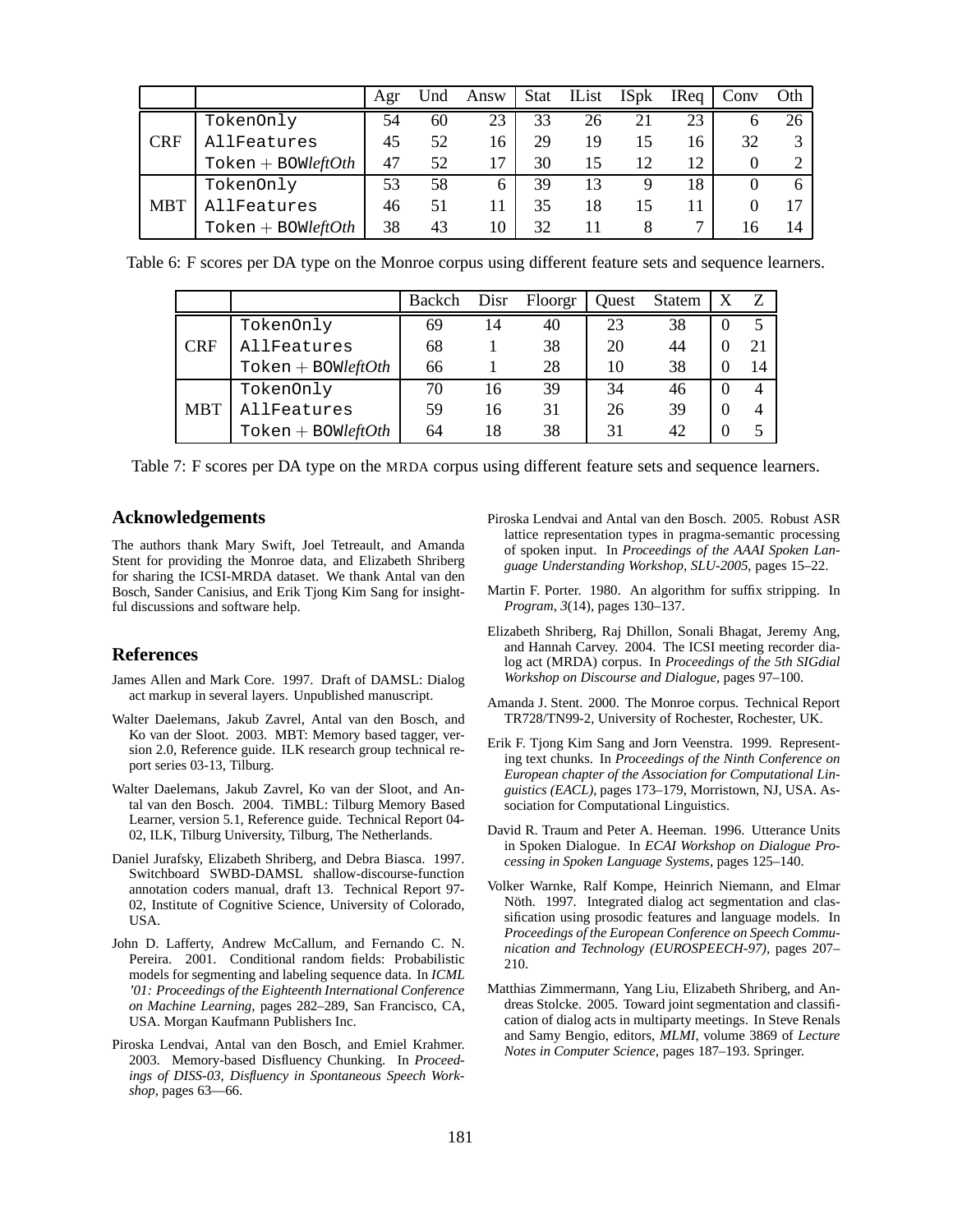| | | Agr | Und | Answ | Stat | IList | ISpk | IReq | Conv | Oth |
|---|---|---|---|---|---|---|---|---|---|---|
| CRF | TokenOnly | 54 | 60 | 23 | 33 | 26 | 21 | 23 | 6 | 26 |
| | AllFeatures | 45 | 52 | 16 | 29 | 19 | 15 | 16 | 32 | 3 |
| | Token + BOW*leftOth* | 47 | 52 | 17 | 30 | 15 | 12 | 12 | 0 | 2 |
| MBT | TokenOnly | 53 | 58 | 6 | 39 | 13 | 9 | 18 | 0 | 6 |
| | AllFeatures | 46 | 51 | 11 | 35 | 18 | 15 | 11 | 0 | 17 |
| | Token + BOW*leftOth* | 38 | 43 | 10 | 32 | 11 | 8 | 7 | 16 | 14 |

Table 6: F scores per DA type on the Monroe corpus using different feature sets and sequence learners.

| | | Backch | Disr | Floorgr | Quest | Statem | X | Z |
|---|---|---|---|---|---|---|---|---|
| CRF | TokenOnly | 69 | 14 | 40 | 23 | 38 | 0 | 5 |
| | AllFeatures | 68 | 1 | 38 | 20 | 44 | 0 | 21 |
| | Token + BOW*leftOth* | 66 | 1 | 28 | 10 | 38 | 0 | 14 |
| MBT | TokenOnly | 70 | 16 | 39 | 34 | 46 | 0 | 4 |
| | AllFeatures | 59 | 16 | 31 | 26 | 39 | 0 | 4 |
| | Token + BOW*leftOth* | 64 | 18 | 38 | 31 | 42 | 0 | 5 |

Table 7: F scores per DA type on the MRDA corpus using different feature sets and sequence learners.

## Acknowledgements

The authors thank Mary Swift, Joel Tetreault, and Amanda Stent for providing the Monroe data, and Elizabeth Shriberg for sharing the ICSI-MRDA dataset. We thank Antal van den Bosch, Sander Canisius, and Erik Tjong Kim Sang for insightful discussions and software help.

## References

James Allen and Mark Core. 1997. Draft of DAMSL: Dialog act markup in several layers. Unpublished manuscript.

Walter Daelemans, Jakub Zavrel, Antal van den Bosch, and Ko van der Sloot. 2003. MBT: Memory based tagger, version 2.0, Reference guide. ILK research group technical report series 03-13, Tilburg.

Walter Daelemans, Jakub Zavrel, Ko van der Sloot, and Antal van den Bosch. 2004. TiMBL: Tilburg Memory Based Learner, version 5.1, Reference guide. Technical Report 04-02, ILK, Tilburg University, Tilburg, The Netherlands.

Daniel Jurafsky, Elizabeth Shriberg, and Debra Biasca. 1997. Switchboard SWBD-DAMSL shallow-discourse-function annotation coders manual, draft 13. Technical Report 97-02, Institute of Cognitive Science, University of Colorado, USA.

John D. Lafferty, Andrew McCallum, and Fernando C. N. Pereira. 2001. Conditional random fields: Probabilistic models for segmenting and labeling sequence data. In *ICML '01: Proceedings of the Eighteenth International Conference on Machine Learning*, pages 282–289, San Francisco, CA, USA. Morgan Kaufmann Publishers Inc.

Piroska Lendvai, Antal van den Bosch, and Emiel Krahmer. 2003. Memory-based Disfluency Chunking. In *Proceedings of DISS-03, Disfluency in Spontaneous Speech Workshop*, pages 63—66.

Piroska Lendvai and Antal van den Bosch. 2005. Robust ASR lattice representation types in pragma-semantic processing of spoken input. In *Proceedings of the AAAI Spoken Language Understanding Workshop, SLU-2005*, pages 15–22.

Martin F. Porter. 1980. An algorithm for suffix stripping. In *Program*, *3*(14), pages 130–137.

Elizabeth Shriberg, Raj Dhillon, Sonali Bhagat, Jeremy Ang, and Hannah Carvey. 2004. The ICSI meeting recorder dialog act (MRDA) corpus. In *Proceedings of the 5th SIGdial Workshop on Discourse and Dialogue*, pages 97–100.

Amanda J. Stent. 2000. The Monroe corpus. Technical Report TR728/TN99-2, University of Rochester, Rochester, UK.

Erik F. Tjong Kim Sang and Jorn Veenstra. 1999. Representing text chunks. In *Proceedings of the Ninth Conference on European chapter of the Association for Computational Linguistics (EACL)*, pages 173–179, Morristown, NJ, USA. Association for Computational Linguistics.

David R. Traum and Peter A. Heeman. 1996. Utterance Units in Spoken Dialogue. In *ECAI Workshop on Dialogue Processing in Spoken Language Systems*, pages 125–140.

Volker Warnke, Ralf Kompe, Heinrich Niemann, and Elmar Nöth. 1997. Integrated dialog act segmentation and classification using prosodic features and language models. In *Proceedings of the European Conference on Speech Communication and Technology (EUROSPEECH-97)*, pages 207–210.

Matthias Zimmermann, Yang Liu, Elizabeth Shriberg, and Andreas Stolcke. 2005. Toward joint segmentation and classification of dialog acts in multiparty meetings. In Steve Renals and Samy Bengio, editors, *MLMI*, volume 3869 of *Lecture Notes in Computer Science*, pages 187–193. Springer.